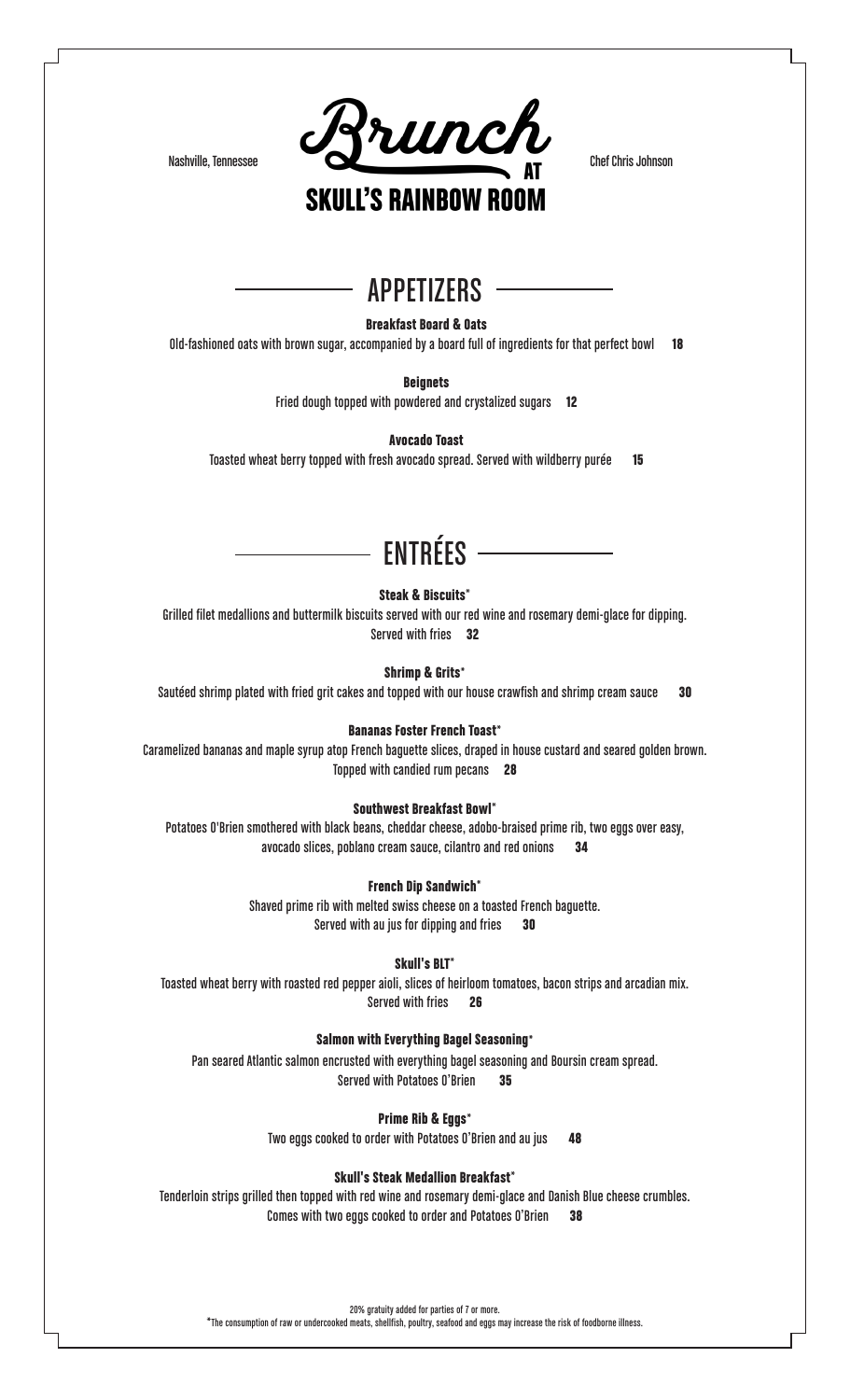Nashville, Tennessee

# Brunch at SKULL'S RAINBOW ROOM

Chef Chris Johnson

## APPETIZERS

**Breakfast Board & Oats**

Old-fashioned oats with brown sugar, accompanied by a board full of ingredients for that perfect bowl **18**

**Beignets**

Fried dough topped with powdered and crystalized sugars **12**

**Avocado Toast**

Toasted wheat berry topped with fresh avocado spread. Served with wildberry purée **15**

## ENTRÉES

**Steak & Biscuits***

Grilled filet medallions and buttermilk biscuits served with our red wine and rosemary demi-glace for dipping. Served with fries **32**

**Shrimp & Grits***

Sautéed shrimp plated with fried grit cakes and topped with our house crawfish and shrimp cream sauce **30**

**Bananas Foster French Toast***

Caramelized bananas and maple syrup atop French baguette slices, draped in house custard and seared golden brown. Topped with candied rum pecans **28**

**Southwest Breakfast Bowl***

Potatoes O'Brien smothered with black beans, cheddar cheese, adobo-braised prime rib, two eggs over easy, avocado slices, poblano cream sauce, cilantro and red onions **34**

**French Dip Sandwich***

Shaved prime rib with melted swiss cheese on a toasted French baguette. Served with au jus for dipping and fries **30**

**Skull's BLT***

Toasted wheat berry with roasted red pepper aioli, slices of heirloom tomatoes, bacon strips and arcadian mix. Served with fries **26**

**Salmon with Everything Bagel Seasoning***

Pan seared Atlantic salmon encrusted with everything bagel seasoning and Boursin cream spread. Served with Potatoes O'Brien **35**

**Prime Rib & Eggs***

Two eggs cooked to order with Potatoes O'Brien and au jus **48**

**Skull's Steak Medallion Breakfast***

Tenderloin strips grilled then topped with red wine and rosemary demi-glace and Danish Blue cheese crumbles. Comes with two eggs cooked to order and Potatoes O'Brien **38**

20% gratuity added for parties of 7 or more.

*The consumption of raw or undercooked meats, shellfish, poultry, seafood and eggs may increase the risk of foodborne illness.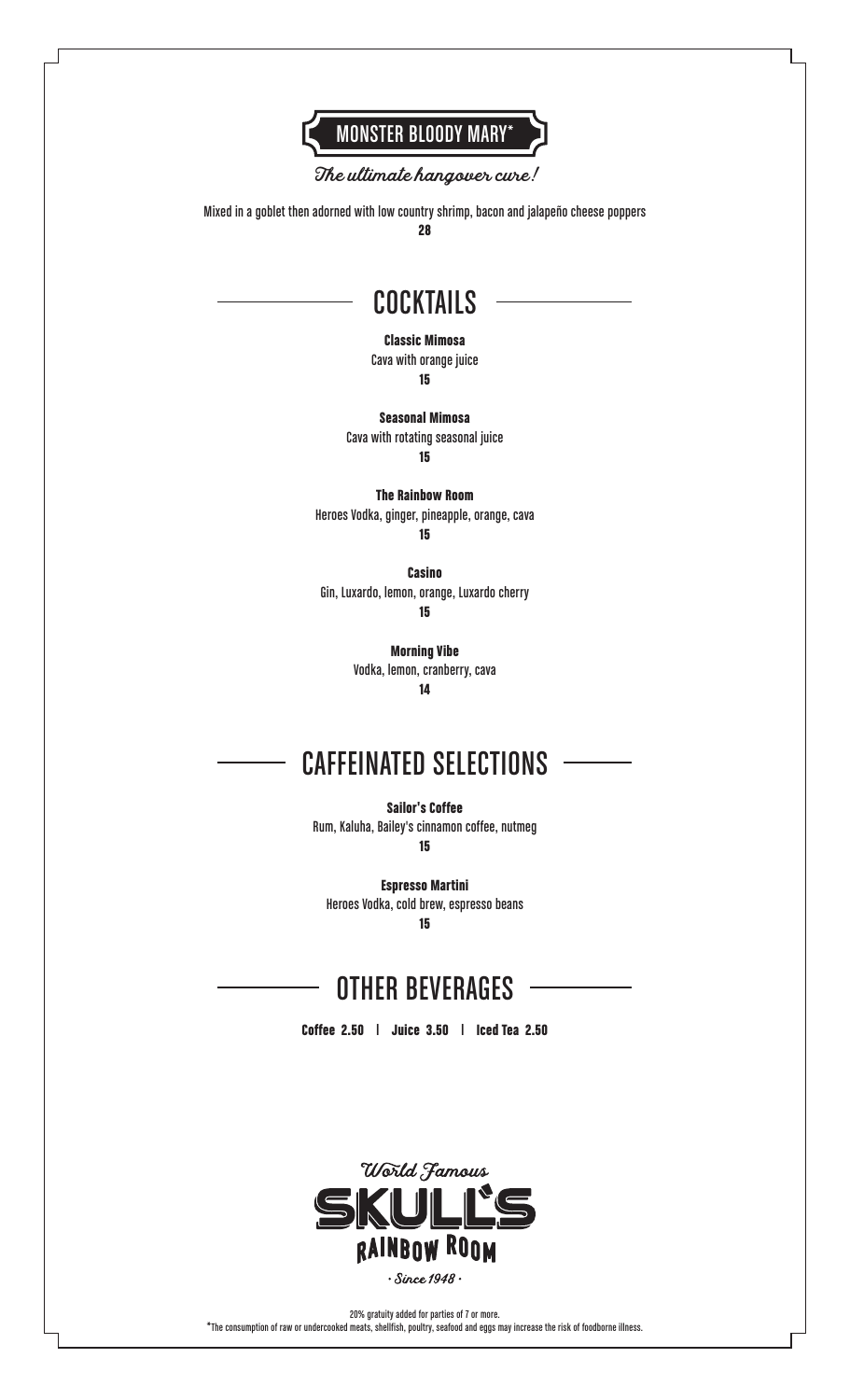# MONSTER BLOODY MARY*

*The ultimate hangover cure!*

Mixed in a goblet then adorned with low country shrimp, bacon and jalapeño cheese poppers

**28**

## COCKTAILS

**Classic Mimosa**
Cava with orange juice
**15**

**Seasonal Mimosa**
Cava with rotating seasonal juice
**15**

**The Rainbow Room**
Heroes Vodka, ginger, pineapple, orange, cava
**15**

**Casino**
Gin, Luxardo, lemon, orange, Luxardo cherry
**15**

**Morning Vibe**
Vodka, lemon, cranberry, cava
**14**

## CAFFEINATED SELECTIONS

**Sailor's Coffee**
Rum, Kaluha, Bailey's cinnamon coffee, nutmeg
**15**

**Espresso Martini**
Heroes Vodka, cold brew, espresso beans
**15**

## OTHER BEVERAGES

**Coffee 2.50 | Juice 3.50 | Iced Tea 2.50**

*World Famous*
SKULL'S
RAINBOW ROOM
*· Since 1948 ·*

20% gratuity added for parties of 7 or more.
*The consumption of raw or undercooked meats, shellfish, poultry, seafood and eggs may increase the risk of foodborne illness.